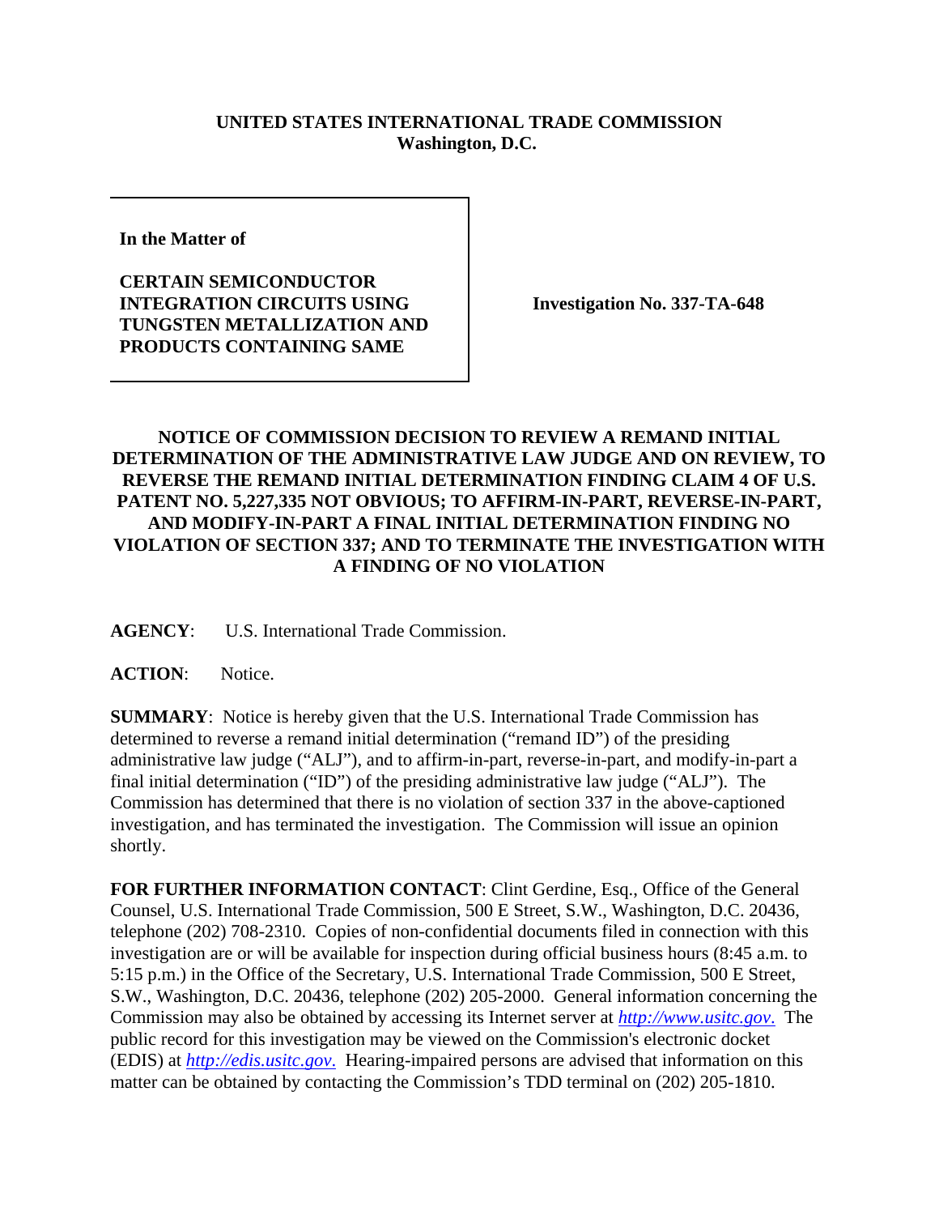**UNITED STATES INTERNATIONAL TRADE COMMISSION**
**Washington, D.C.**

**In the Matter of**

**CERTAIN SEMICONDUCTOR INTEGRATION CIRCUITS USING TUNGSTEN METALLIZATION AND PRODUCTS CONTAINING SAME**

**Investigation No. 337-TA-648**

**NOTICE OF COMMISSION DECISION TO REVIEW A REMAND INITIAL DETERMINATION OF THE ADMINISTRATIVE LAW JUDGE AND ON REVIEW, TO REVERSE THE REMAND INITIAL DETERMINATION FINDING CLAIM 4 OF U.S. PATENT NO. 5,227,335 NOT OBVIOUS; TO AFFIRM-IN-PART, REVERSE-IN-PART, AND MODIFY-IN-PART A FINAL INITIAL DETERMINATION FINDING NO VIOLATION OF SECTION 337; AND TO TERMINATE THE INVESTIGATION WITH A FINDING OF NO VIOLATION**

**AGENCY**: U.S. International Trade Commission.

**ACTION**: Notice.

**SUMMARY**: Notice is hereby given that the U.S. International Trade Commission has determined to reverse a remand initial determination ("remand ID") of the presiding administrative law judge ("ALJ"), and to affirm-in-part, reverse-in-part, and modify-in-part a final initial determination ("ID") of the presiding administrative law judge ("ALJ"). The Commission has determined that there is no violation of section 337 in the above-captioned investigation, and has terminated the investigation. The Commission will issue an opinion shortly.

**FOR FURTHER INFORMATION CONTACT**: Clint Gerdine, Esq., Office of the General Counsel, U.S. International Trade Commission, 500 E Street, S.W., Washington, D.C. 20436, telephone (202) 708-2310. Copies of non-confidential documents filed in connection with this investigation are or will be available for inspection during official business hours (8:45 a.m. to 5:15 p.m.) in the Office of the Secretary, U.S. International Trade Commission, 500 E Street, S.W., Washington, D.C. 20436, telephone (202) 205-2000. General information concerning the Commission may also be obtained by accessing its Internet server at *http://www.usitc.gov*. The public record for this investigation may be viewed on the Commission's electronic docket (EDIS) at *http://edis.usitc.gov*. Hearing-impaired persons are advised that information on this matter can be obtained by contacting the Commission's TDD terminal on (202) 205-1810.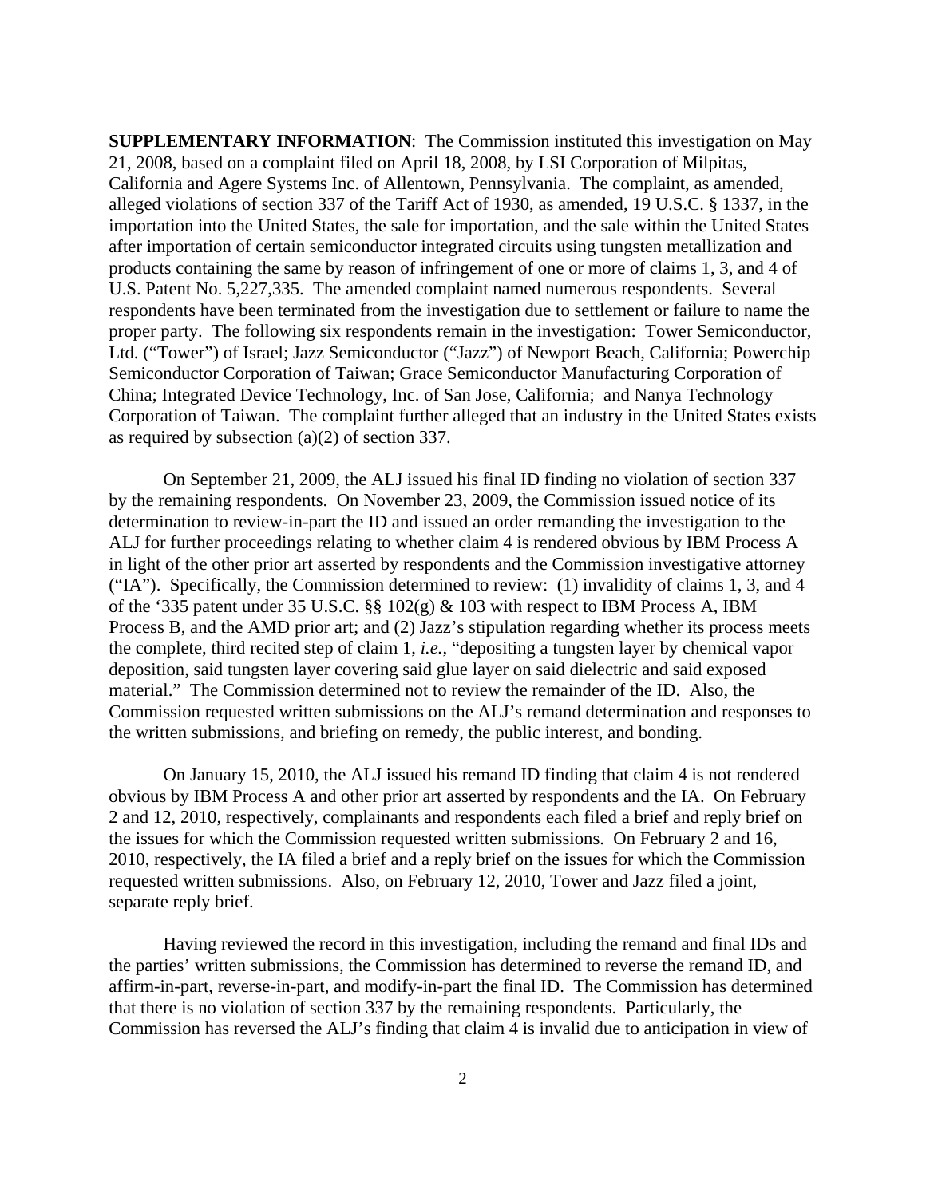**SUPPLEMENTARY INFORMATION**: The Commission instituted this investigation on May 21, 2008, based on a complaint filed on April 18, 2008, by LSI Corporation of Milpitas, California and Agere Systems Inc. of Allentown, Pennsylvania. The complaint, as amended, alleged violations of section 337 of the Tariff Act of 1930, as amended, 19 U.S.C. § 1337, in the importation into the United States, the sale for importation, and the sale within the United States after importation of certain semiconductor integrated circuits using tungsten metallization and products containing the same by reason of infringement of one or more of claims 1, 3, and 4 of U.S. Patent No. 5,227,335. The amended complaint named numerous respondents. Several respondents have been terminated from the investigation due to settlement or failure to name the proper party. The following six respondents remain in the investigation: Tower Semiconductor, Ltd. ("Tower") of Israel; Jazz Semiconductor ("Jazz") of Newport Beach, California; Powerchip Semiconductor Corporation of Taiwan; Grace Semiconductor Manufacturing Corporation of China; Integrated Device Technology, Inc. of San Jose, California; and Nanya Technology Corporation of Taiwan. The complaint further alleged that an industry in the United States exists as required by subsection (a)(2) of section 337.

On September 21, 2009, the ALJ issued his final ID finding no violation of section 337 by the remaining respondents. On November 23, 2009, the Commission issued notice of its determination to review-in-part the ID and issued an order remanding the investigation to the ALJ for further proceedings relating to whether claim 4 is rendered obvious by IBM Process A in light of the other prior art asserted by respondents and the Commission investigative attorney ("IA"). Specifically, the Commission determined to review: (1) invalidity of claims 1, 3, and 4 of the '335 patent under 35 U.S.C. §§ 102(g) & 103 with respect to IBM Process A, IBM Process B, and the AMD prior art; and (2) Jazz's stipulation regarding whether its process meets the complete, third recited step of claim 1, *i.e.*, "depositing a tungsten layer by chemical vapor deposition, said tungsten layer covering said glue layer on said dielectric and said exposed material." The Commission determined not to review the remainder of the ID. Also, the Commission requested written submissions on the ALJ's remand determination and responses to the written submissions, and briefing on remedy, the public interest, and bonding.

On January 15, 2010, the ALJ issued his remand ID finding that claim 4 is not rendered obvious by IBM Process A and other prior art asserted by respondents and the IA. On February 2 and 12, 2010, respectively, complainants and respondents each filed a brief and reply brief on the issues for which the Commission requested written submissions. On February 2 and 16, 2010, respectively, the IA filed a brief and a reply brief on the issues for which the Commission requested written submissions. Also, on February 12, 2010, Tower and Jazz filed a joint, separate reply brief.

Having reviewed the record in this investigation, including the remand and final IDs and the parties' written submissions, the Commission has determined to reverse the remand ID, and affirm-in-part, reverse-in-part, and modify-in-part the final ID. The Commission has determined that there is no violation of section 337 by the remaining respondents. Particularly, the Commission has reversed the ALJ's finding that claim 4 is invalid due to anticipation in view of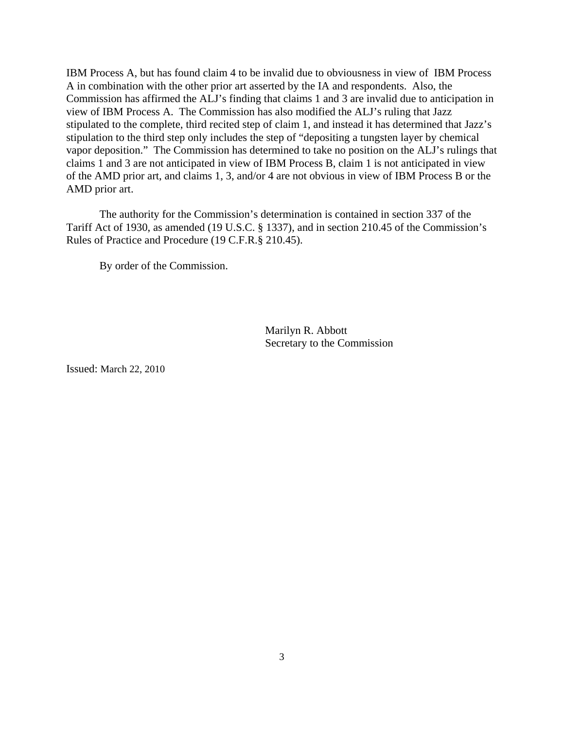IBM Process A, but has found claim 4 to be invalid due to obviousness in view of IBM Process A in combination with the other prior art asserted by the IA and respondents. Also, the Commission has affirmed the ALJ's finding that claims 1 and 3 are invalid due to anticipation in view of IBM Process A. The Commission has also modified the ALJ's ruling that Jazz stipulated to the complete, third recited step of claim 1, and instead it has determined that Jazz's stipulation to the third step only includes the step of "depositing a tungsten layer by chemical vapor deposition." The Commission has determined to take no position on the ALJ's rulings that claims 1 and 3 are not anticipated in view of IBM Process B, claim 1 is not anticipated in view of the AMD prior art, and claims 1, 3, and/or 4 are not obvious in view of IBM Process B or the AMD prior art.

The authority for the Commission's determination is contained in section 337 of the Tariff Act of 1930, as amended (19 U.S.C. § 1337), and in section 210.45 of the Commission's Rules of Practice and Procedure (19 C.F.R.§ 210.45).

By order of the Commission.

Marilyn R. Abbott
Secretary to the Commission

Issued: March 22, 2010